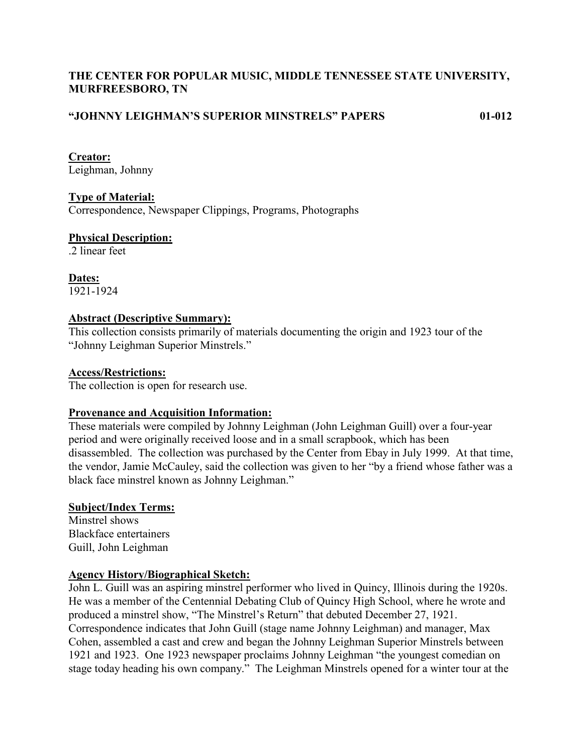**THE CENTER FOR POPULAR MUSIC, MIDDLE TENNESSEE STATE UNIVERSITY, MURFREESBORO, TN**

**"JOHNNY LEIGHMAN'S SUPERIOR MINSTRELS" PAPERS 01-012**

**Creator:**
Leighman, Johnny

**Type of Material:**
Correspondence, Newspaper Clippings, Programs, Photographs

**Physical Description:**
.2 linear feet

**Dates:**
1921-1924

**Abstract (Descriptive Summary):**
This collection consists primarily of materials documenting the origin and 1923 tour of the "Johnny Leighman Superior Minstrels."

**Access/Restrictions:**
The collection is open for research use.

**Provenance and Acquisition Information:**
These materials were compiled by Johnny Leighman (John Leighman Guill) over a four-year period and were originally received loose and in a small scrapbook, which has been disassembled. The collection was purchased by the Center from Ebay in July 1999. At that time, the vendor, Jamie McCauley, said the collection was given to her "by a friend whose father was a black face minstrel known as Johnny Leighman."

**Subject/Index Terms:**
Minstrel shows
Blackface entertainers
Guill, John Leighman

**Agency History/Biographical Sketch:**
John L. Guill was an aspiring minstrel performer who lived in Quincy, Illinois during the 1920s. He was a member of the Centennial Debating Club of Quincy High School, where he wrote and produced a minstrel show, "The Minstrel's Return" that debuted December 27, 1921. Correspondence indicates that John Guill (stage name Johnny Leighman) and manager, Max Cohen, assembled a cast and crew and began the Johnny Leighman Superior Minstrels between 1921 and 1923. One 1923 newspaper proclaims Johnny Leighman "the youngest comedian on stage today heading his own company." The Leighman Minstrels opened for a winter tour at the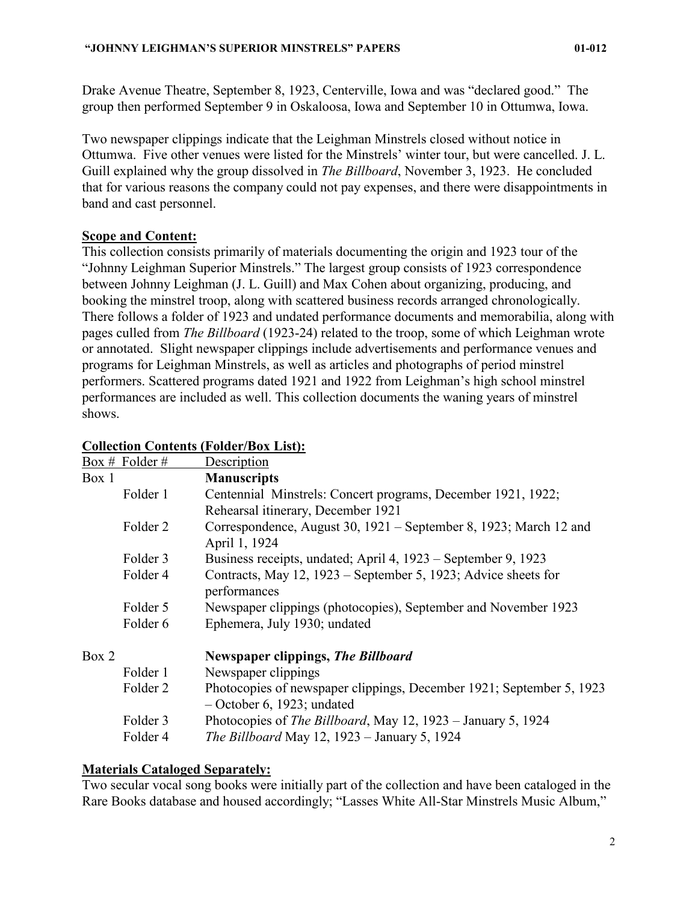Drake Avenue Theatre, September 8, 1923, Centerville, Iowa and was "declared good." The group then performed September 9 in Oskaloosa, Iowa and September 10 in Ottumwa, Iowa.

Two newspaper clippings indicate that the Leighman Minstrels closed without notice in Ottumwa. Five other venues were listed for the Minstrels' winter tour, but were cancelled. J. L. Guill explained why the group dissolved in *The Billboard*, November 3, 1923. He concluded that for various reasons the company could not pay expenses, and there were disappointments in band and cast personnel.

## Scope and Content:

This collection consists primarily of materials documenting the origin and 1923 tour of the "Johnny Leighman Superior Minstrels." The largest group consists of 1923 correspondence between Johnny Leighman (J. L. Guill) and Max Cohen about organizing, producing, and booking the minstrel troop, along with scattered business records arranged chronologically. There follows a folder of 1923 and undated performance documents and memorabilia, along with pages culled from *The Billboard* (1923-24) related to the troop, some of which Leighman wrote or annotated. Slight newspaper clippings include advertisements and performance venues and programs for Leighman Minstrels, as well as articles and photographs of period minstrel performers. Scattered programs dated 1921 and 1922 from Leighman's high school minstrel performances are included as well. This collection documents the waning years of minstrel shows.

## Collection Contents (Folder/Box List):

| Box # | Folder # | Description |
|---|---|---|
| Box 1 | | **Manuscripts** |
| | Folder 1 | Centennial Minstrels: Concert programs, December 1921, 1922; Rehearsal itinerary, December 1921 |
| | Folder 2 | Correspondence, August 30, 1921 – September 8, 1923; March 12 and April 1, 1924 |
| | Folder 3 | Business receipts, undated; April 4, 1923 – September 9, 1923 |
| | Folder 4 | Contracts, May 12, 1923 – September 5, 1923; Advice sheets for performances |
| | Folder 5 | Newspaper clippings (photocopies), September and November 1923 |
| | Folder 6 | Ephemera, July 1930; undated |
| Box 2 | | **Newspaper clippings, *The Billboard*** |
| | Folder 1 | Newspaper clippings |
| | Folder 2 | Photocopies of newspaper clippings, December 1921; September 5, 1923 – October 6, 1923; undated |
| | Folder 3 | Photocopies of *The Billboard*, May 12, 1923 – January 5, 1924 |
| | Folder 4 | *The Billboard* May 12, 1923 – January 5, 1924 |

## Materials Cataloged Separately:

Two secular vocal song books were initially part of the collection and have been cataloged in the Rare Books database and housed accordingly; "Lasses White All-Star Minstrels Music Album,"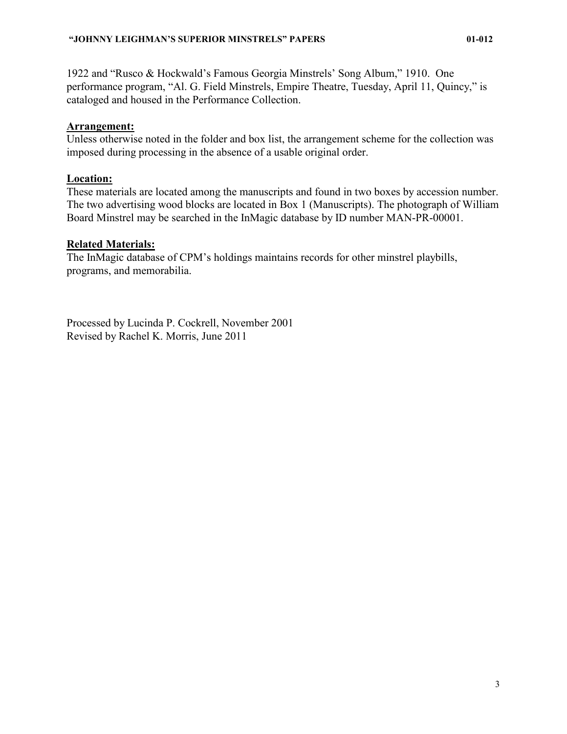1922 and "Rusco & Hockwald's Famous Georgia Minstrels' Song Album," 1910. One performance program, "Al. G. Field Minstrels, Empire Theatre, Tuesday, April 11, Quincy," is cataloged and housed in the Performance Collection.

## Arrangement:

Unless otherwise noted in the folder and box list, the arrangement scheme for the collection was imposed during processing in the absence of a usable original order.

## Location:

These materials are located among the manuscripts and found in two boxes by accession number. The two advertising wood blocks are located in Box 1 (Manuscripts). The photograph of William Board Minstrel may be searched in the InMagic database by ID number MAN-PR-00001.

## Related Materials:

The InMagic database of CPM's holdings maintains records for other minstrel playbills, programs, and memorabilia.

Processed by Lucinda P. Cockrell, November 2001
Revised by Rachel K. Morris, June 2011